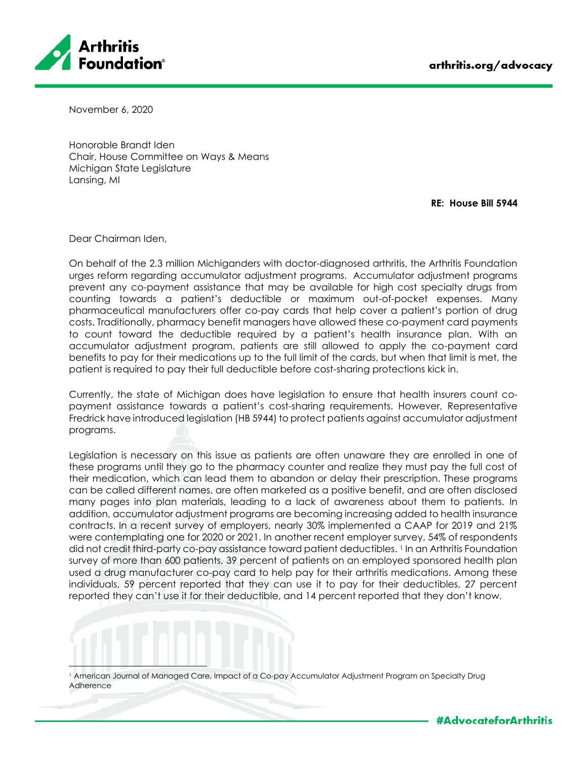**Arthritis Foundation**

arthritis.org/advocacy

November 6, 2020

Honorable Brandt Iden
Chair, House Committee on Ways & Means
Michigan State Legislature
Lansing, MI

**RE: House Bill 5944**

Dear Chairman Iden,

On behalf of the 2.3 million Michiganders with doctor-diagnosed arthritis, the Arthritis Foundation urges reform regarding accumulator adjustment programs. Accumulator adjustment programs prevent any co-payment assistance that may be available for high cost specialty drugs from counting towards a patient's deductible or maximum out-of-pocket expenses. Many pharmaceutical manufacturers offer co-pay cards that help cover a patient's portion of drug costs. Traditionally, pharmacy benefit managers have allowed these co-payment card payments to count toward the deductible required by a patient's health insurance plan. With an accumulator adjustment program, patients are still allowed to apply the co-payment card benefits to pay for their medications up to the full limit of the cards, but when that limit is met, the patient is required to pay their full deductible before cost-sharing protections kick in.

Currently, the state of Michigan does have legislation to ensure that health insurers count co-payment assistance towards a patient's cost-sharing requirements. However, Representative Fredrick have introduced legislation (HB 5944) to protect patients against accumulator adjustment programs.

Legislation is necessary on this issue as patients are often unaware they are enrolled in one of these programs until they go to the pharmacy counter and realize they must pay the full cost of their medication, which can lead them to abandon or delay their prescription. These programs can be called different names, are often marketed as a positive benefit, and are often disclosed many pages into plan materials, leading to a lack of awareness about them to patients. In addition, accumulator adjustment programs are becoming increasing added to health insurance contracts. In a recent survey of employers, nearly 30% implemented a CAAP for 2019 and 21% were contemplating one for 2020 or 2021. In another recent employer survey, 54% of respondents did not credit third-party co-pay assistance toward patient deductibles. [1] In an Arthritis Foundation survey of more than 600 patients, 39 percent of patients on an employed sponsored health plan used a drug manufacturer co-pay card to help pay for their arthritis medications. Among these individuals, 59 percent reported that they can use it to pay for their deductibles, 27 percent reported they can't use it for their deductible, and 14 percent reported that they don't know.

[1] American Journal of Managed Care, Impact of a Co-pay Accumulator Adjustment Program on Specialty Drug Adherence

#AdvocateforArthritis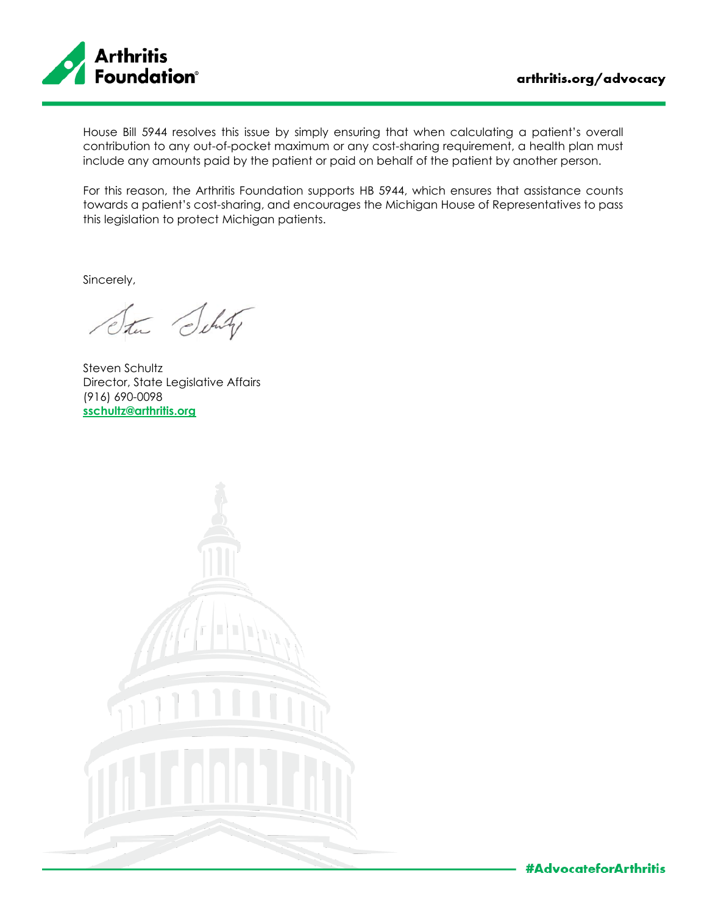House Bill 5944 resolves this issue by simply ensuring that when calculating a patient's overall contribution to any out-of-pocket maximum or any cost-sharing requirement, a health plan must include any amounts paid by the patient or paid on behalf of the patient by another person.

For this reason, the Arthritis Foundation supports HB 5944, which ensures that assistance counts towards a patient's cost-sharing, and encourages the Michigan House of Representatives to pass this legislation to protect Michigan patients.

Sincerely,

Steven Schultz
Director, State Legislative Affairs
(916) 690-0098
**sschultz@arthritis.org**